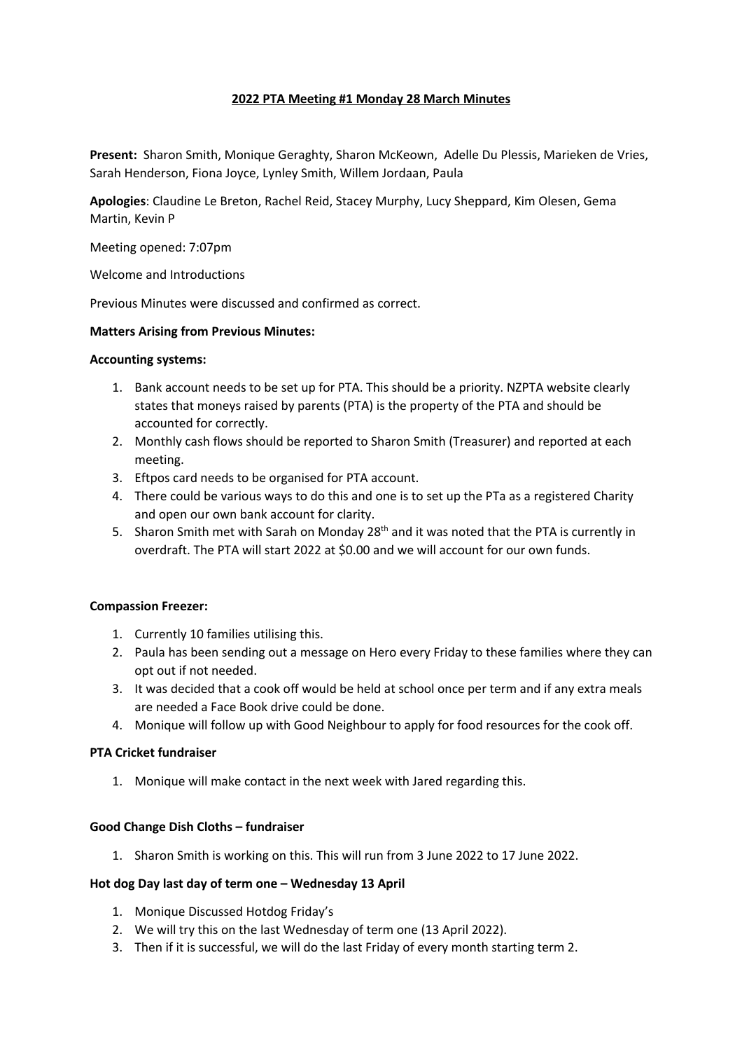# 2022 PTA Meeting #1 Monday 28 March Minutes

**Present:** Sharon Smith, Monique Geraghty, Sharon McKeown, Adelle Du Plessis, Marieken de Vries, Sarah Henderson, Fiona Joyce, Lynley Smith, Willem Jordaan, Paula

**Apologies**: Claudine Le Breton, Rachel Reid, Stacey Murphy, Lucy Sheppard, Kim Olesen, Gema Martin, Kevin P

Meeting opened: 7:07pm

Welcome and Introductions

Previous Minutes were discussed and confirmed as correct.

**Matters Arising from Previous Minutes:**

**Accounting systems:**

1. Bank account needs to be set up for PTA. This should be a priority. NZPTA website clearly states that moneys raised by parents (PTA) is the property of the PTA and should be accounted for correctly.
2. Monthly cash flows should be reported to Sharon Smith (Treasurer) and reported at each meeting.
3. Eftpos card needs to be organised for PTA account.
4. There could be various ways to do this and one is to set up the PTa as a registered Charity and open our own bank account for clarity.
5. Sharon Smith met with Sarah on Monday 28th and it was noted that the PTA is currently in overdraft. The PTA will start 2022 at $0.00 and we will account for our own funds.

**Compassion Freezer:**

1. Currently 10 families utilising this.
2. Paula has been sending out a message on Hero every Friday to these families where they can opt out if not needed.
3. It was decided that a cook off would be held at school once per term and if any extra meals are needed a Face Book drive could be done.
4. Monique will follow up with Good Neighbour to apply for food resources for the cook off.

**PTA Cricket fundraiser**

1. Monique will make contact in the next week with Jared regarding this.

**Good Change Dish Cloths – fundraiser**

1. Sharon Smith is working on this. This will run from 3 June 2022 to 17 June 2022.

**Hot dog Day last day of term one – Wednesday 13 April**

1. Monique Discussed Hotdog Friday's
2. We will try this on the last Wednesday of term one (13 April 2022).
3. Then if it is successful, we will do the last Friday of every month starting term 2.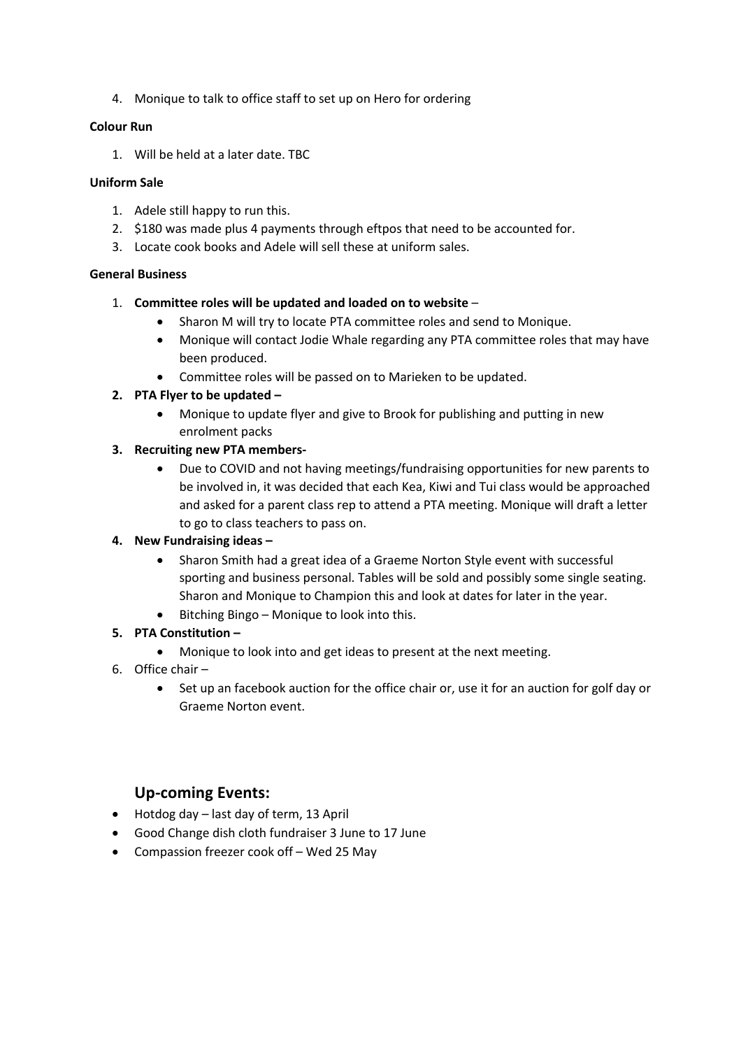4. Monique to talk to office staff to set up on Hero for ordering

**Colour Run**

1. Will be held at a later date. TBC

**Uniform Sale**

1. Adele still happy to run this.
2. $180 was made plus 4 payments through eftpos that need to be accounted for.
3. Locate cook books and Adele will sell these at uniform sales.

**General Business**

1. **Committee roles will be updated and loaded on to website** –
    - Sharon M will try to locate PTA committee roles and send to Monique.
    - Monique will contact Jodie Whale regarding any PTA committee roles that may have been produced.
    - Committee roles will be passed on to Marieken to be updated.
2. **PTA Flyer to be updated –**
    - Monique to update flyer and give to Brook for publishing and putting in new enrolment packs
3. **Recruiting new PTA members-**
    - Due to COVID and not having meetings/fundraising opportunities for new parents to be involved in, it was decided that each Kea, Kiwi and Tui class would be approached and asked for a parent class rep to attend a PTA meeting. Monique will draft a letter to go to class teachers to pass on.
4. **New Fundraising ideas –**
    - Sharon Smith had a great idea of a Graeme Norton Style event with successful sporting and business personal. Tables will be sold and possibly some single seating. Sharon and Monique to Champion this and look at dates for later in the year.
    - Bitching Bingo – Monique to look into this.
5. **PTA Constitution –**
    - Monique to look into and get ideas to present at the next meeting.
6. Office chair –
    - Set up an facebook auction for the office chair or, use it for an auction for golf day or Graeme Norton event.

## Up-coming Events:

- Hotdog day – last day of term, 13 April
- Good Change dish cloth fundraiser 3 June to 17 June
- Compassion freezer cook off – Wed 25 May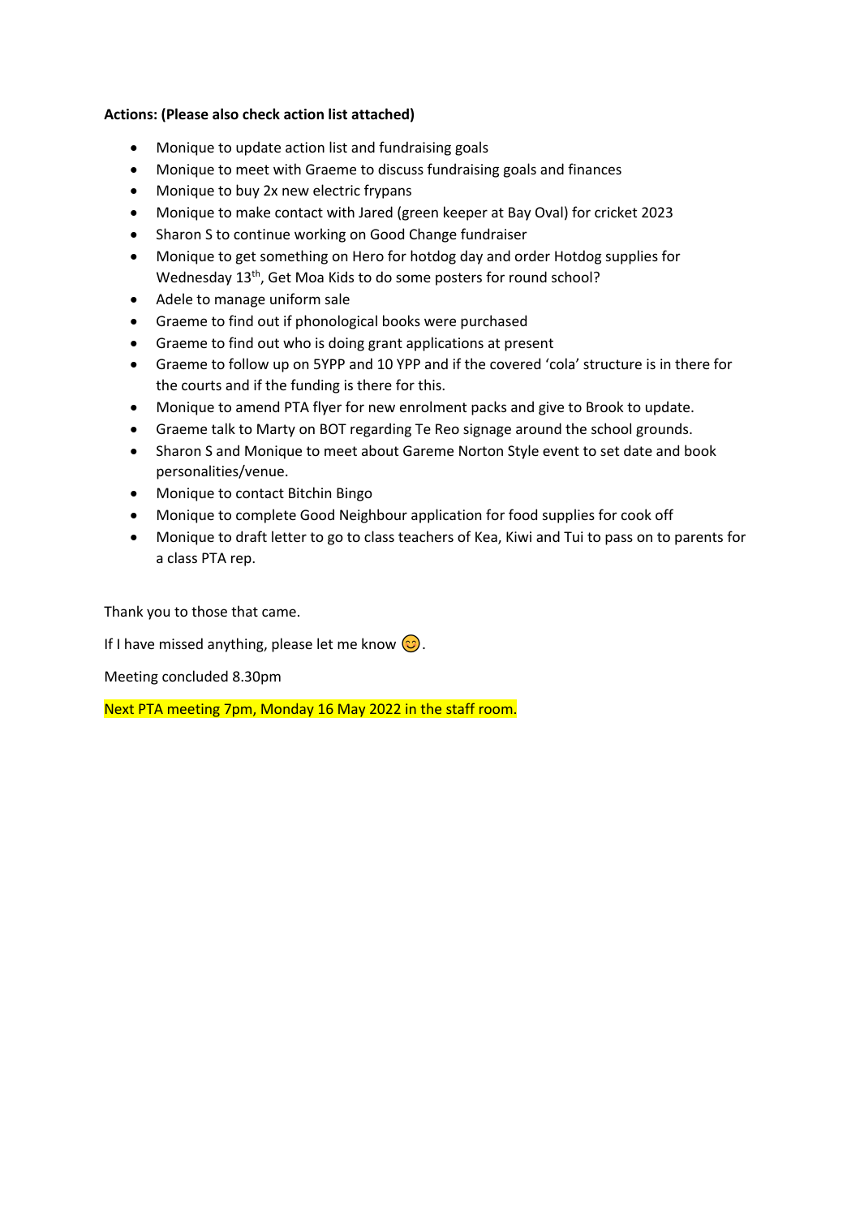**Actions: (Please also check action list attached)**

- Monique to update action list and fundraising goals
- Monique to meet with Graeme to discuss fundraising goals and finances
- Monique to buy 2x new electric frypans
- Monique to make contact with Jared (green keeper at Bay Oval) for cricket 2023
- Sharon S to continue working on Good Change fundraiser
- Monique to get something on Hero for hotdog day and order Hotdog supplies for Wednesday 13th, Get Moa Kids to do some posters for round school?
- Adele to manage uniform sale
- Graeme to find out if phonological books were purchased
- Graeme to find out who is doing grant applications at present
- Graeme to follow up on 5YPP and 10 YPP and if the covered 'cola' structure is in there for the courts and if the funding is there for this.
- Monique to amend PTA flyer for new enrolment packs and give to Brook to update.
- Graeme talk to Marty on BOT regarding Te Reo signage around the school grounds.
- Sharon S and Monique to meet about Gareme Norton Style event to set date and book personalities/venue.
- Monique to contact Bitchin Bingo
- Monique to complete Good Neighbour application for food supplies for cook off
- Monique to draft letter to go to class teachers of Kea, Kiwi and Tui to pass on to parents for a class PTA rep.

Thank you to those that came.

If I have missed anything, please let me know 😊.

Meeting concluded 8.30pm

Next PTA meeting 7pm, Monday 16 May 2022 in the staff room.